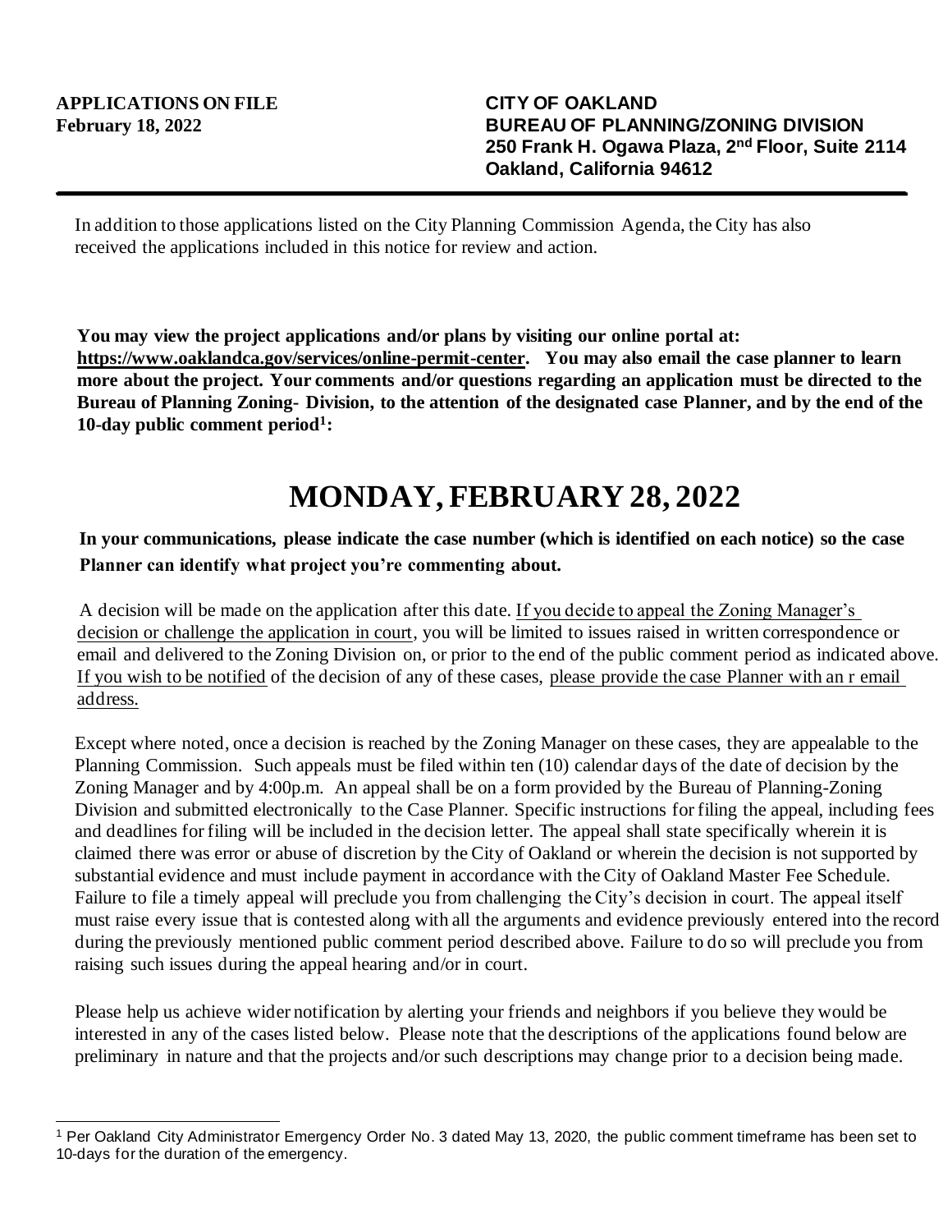**APPLICATIONS ON FILE**
**February 18, 2022**

**CITY OF OAKLAND**
**BUREAU OF PLANNING/ZONING DIVISION**
**250 Frank H. Ogawa Plaza, 2nd Floor, Suite 2114**
**Oakland, California 94612**

---

In addition to those applications listed on the City Planning Commission Agenda, the City has also received the applications included in this notice for review and action.

**You may view the project applications and/or plans by visiting our online portal at: https://www.oaklandca.gov/services/online-permit-center. You may also email the case planner to learn more about the project. Your comments and/or questions regarding an application must be directed to the Bureau of Planning Zoning- Division, to the attention of the designated case Planner, and by the end of the 10-day public comment period[1]:**

# MONDAY, FEBRUARY 28, 2022

**In your communications, please indicate the case number (which is identified on each notice) so the case Planner can identify what project you're commenting about.**

A decision will be made on the application after this date. If you decide to appeal the Zoning Manager's decision or challenge the application in court, you will be limited to issues raised in written correspondence or email and delivered to the Zoning Division on, or prior to the end of the public comment period as indicated above. If you wish to be notified of the decision of any of these cases, please provide the case Planner with an r email address.

Except where noted, once a decision is reached by the Zoning Manager on these cases, they are appealable to the Planning Commission. Such appeals must be filed within ten (10) calendar days of the date of decision by the Zoning Manager and by 4:00p.m. An appeal shall be on a form provided by the Bureau of Planning-Zoning Division and submitted electronically to the Case Planner. Specific instructions for filing the appeal, including fees and deadlines for filing will be included in the decision letter. The appeal shall state specifically wherein it is claimed there was error or abuse of discretion by the City of Oakland or wherein the decision is not supported by substantial evidence and must include payment in accordance with the City of Oakland Master Fee Schedule. Failure to file a timely appeal will preclude you from challenging the City's decision in court. The appeal itself must raise every issue that is contested along with all the arguments and evidence previously entered into the record during the previously mentioned public comment period described above. Failure to do so will preclude you from raising such issues during the appeal hearing and/or in court.

Please help us achieve wider notification by alerting your friends and neighbors if you believe they would be interested in any of the cases listed below. Please note that the descriptions of the applications found below are preliminary in nature and that the projects and/or such descriptions may change prior to a decision being made.

---

[1] Per Oakland City Administrator Emergency Order No. 3 dated May 13, 2020, the public comment timeframe has been set to 10-days for the duration of the emergency.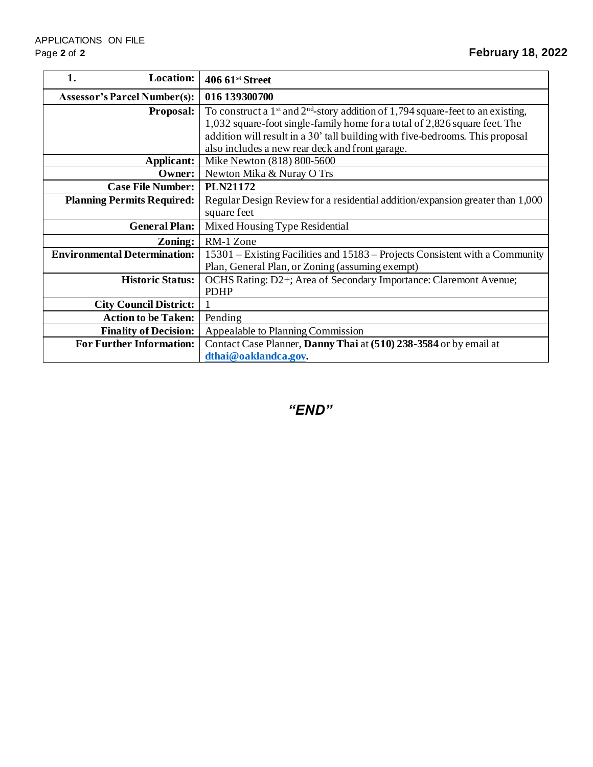| | |
|---|---|
| **1. Location:** | **406 61st Street** |
| **Assessor's Parcel Number(s):** | **016 139300700** |
| **Proposal:** | To construct a 1st and 2nd-story addition of 1,794 square-feet to an existing, 1,032 square-foot single-family home for a total of 2,826 square feet. The addition will result in a 30' tall building with five-bedrooms. This proposal also includes a new rear deck and front garage. |
| **Applicant:** | Mike Newton (818) 800-5600 |
| **Owner:** | Newton Mika & Nuray O Trs |
| **Case File Number:** | **PLN21172** |
| **Planning Permits Required:** | Regular Design Review for a residential addition/expansion greater than 1,000 square feet |
| **General Plan:** | Mixed Housing Type Residential |
| **Zoning:** | RM-1 Zone |
| **Environmental Determination:** | 15301 – Existing Facilities and 15183 – Projects Consistent with a Community Plan, General Plan, or Zoning (assuming exempt) |
| **Historic Status:** | OCHS Rating: D2+; Area of Secondary Importance: Claremont Avenue; PDHP |
| **City Council District:** | 1 |
| **Action to be Taken:** | Pending |
| **Finality of Decision:** | Appealable to Planning Commission |
| **For Further Information:** | Contact Case Planner, **Danny Thai** at **(510) 238-3584** or by email at **dthai@oaklandca.gov.** |

***"END"***